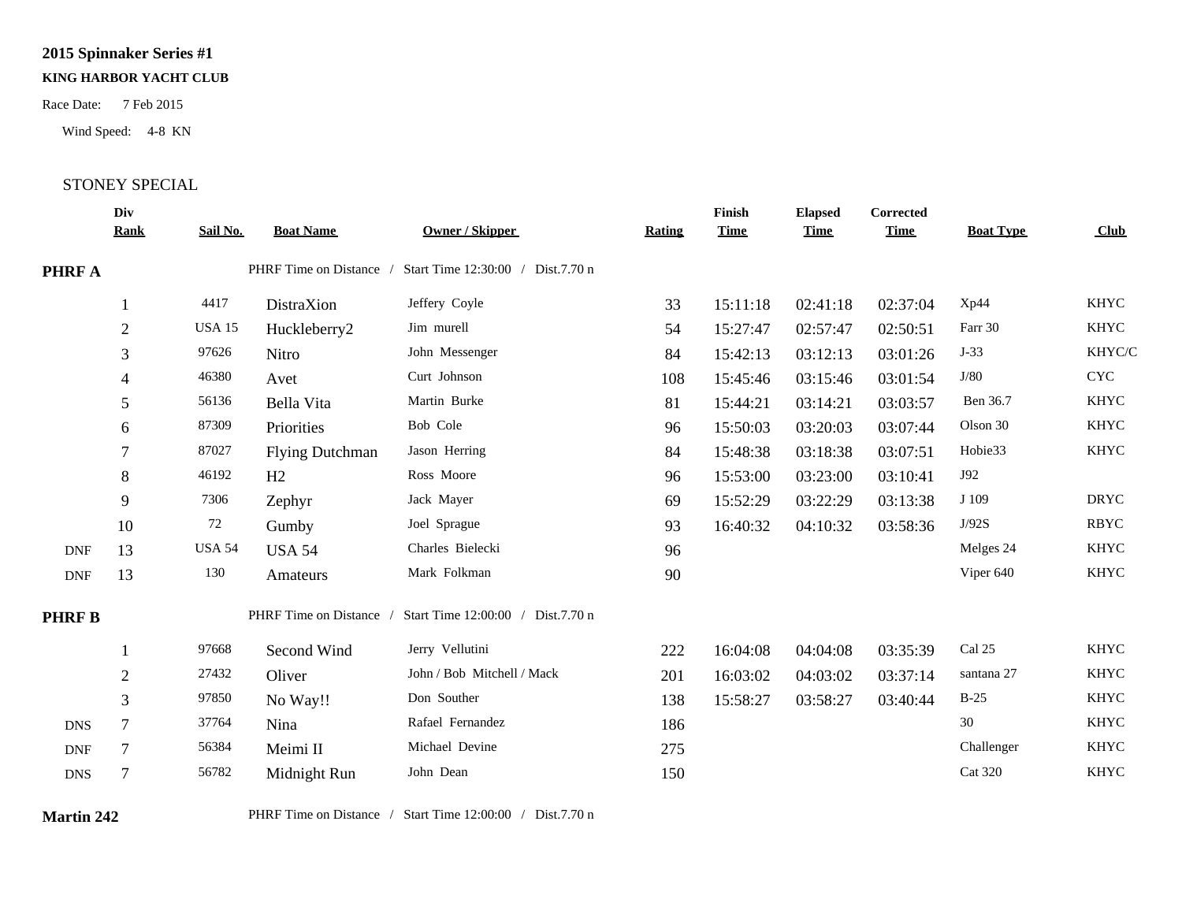**2015 Spinnaker Series #1**

**KING HARBOR YACHT CLUB**

Race Date: 7 Feb 2015

Wind Speed: 4-8 KN

STONEY SPECIAL

| | Div Rank | Sail No. | Boat Name | Owner / Skipper | Rating | Finish Time | Elapsed Time | Corrected Time | Boat Type | Club |
|---|---|---|---|---|---|---|---|---|---|---|
| **PHRF A** | | PHRF Time on Distance / Start Time 12:30:00 / Dist.7.70 n | | | | | | | | |
| | 1 | 4417 | DistraXion | Jeffery Coyle | 33 | 15:11:18 | 02:41:18 | 02:37:04 | Xp44 | KHYC |
| | 2 | USA 15 | Huckleberry2 | Jim murell | 54 | 15:27:47 | 02:57:47 | 02:50:51 | Farr 30 | KHYC |
| | 3 | 97626 | Nitro | John Messenger | 84 | 15:42:13 | 03:12:13 | 03:01:26 | J-33 | KHYC/C |
| | 4 | 46380 | Avet | Curt Johnson | 108 | 15:45:46 | 03:15:46 | 03:01:54 | J/80 | CYC |
| | 5 | 56136 | Bella Vita | Martin Burke | 81 | 15:44:21 | 03:14:21 | 03:03:57 | Ben 36.7 | KHYC |
| | 6 | 87309 | Priorities | Bob Cole | 96 | 15:50:03 | 03:20:03 | 03:07:44 | Olson 30 | KHYC |
| | 7 | 87027 | Flying Dutchman | Jason Herring | 84 | 15:48:38 | 03:18:38 | 03:07:51 | Hobie33 | KHYC |
| | 8 | 46192 | H2 | Ross Moore | 96 | 15:53:00 | 03:23:00 | 03:10:41 | J92 | |
| | 9 | 7306 | Zephyr | Jack Mayer | 69 | 15:52:29 | 03:22:29 | 03:13:38 | J 109 | DRYC |
| | 10 | 72 | Gumby | Joel Sprague | 93 | 16:40:32 | 04:10:32 | 03:58:36 | J/92S | RBYC |
| DNF | 13 | USA 54 | USA 54 | Charles Bielecki | 96 | | | | Melges 24 | KHYC |
| DNF | 13 | 130 | Amateurs | Mark Folkman | 90 | | | | Viper 640 | KHYC |
| **PHRF B** | | PHRF Time on Distance / Start Time 12:00:00 / Dist.7.70 n | | | | | | | | |
| | 1 | 97668 | Second Wind | Jerry Vellutini | 222 | 16:04:08 | 04:04:08 | 03:35:39 | Cal 25 | KHYC |
| | 2 | 27432 | Oliver | John / Bob Mitchell / Mack | 201 | 16:03:02 | 04:03:02 | 03:37:14 | santana 27 | KHYC |
| | 3 | 97850 | No Way!! | Don Souther | 138 | 15:58:27 | 03:58:27 | 03:40:44 | B-25 | KHYC |
| DNS | 7 | 37764 | Nina | Rafael Fernandez | 186 | | | | 30 | KHYC |
| DNF | 7 | 56384 | Meimi II | Michael Devine | 275 | | | | Challenger | KHYC |
| DNS | 7 | 56782 | Midnight Run | John Dean | 150 | | | | Cat 320 | KHYC |
| **Martin 242** | | PHRF Time on Distance / Start Time 12:00:00 / Dist.7.70 n | | | | | | | | |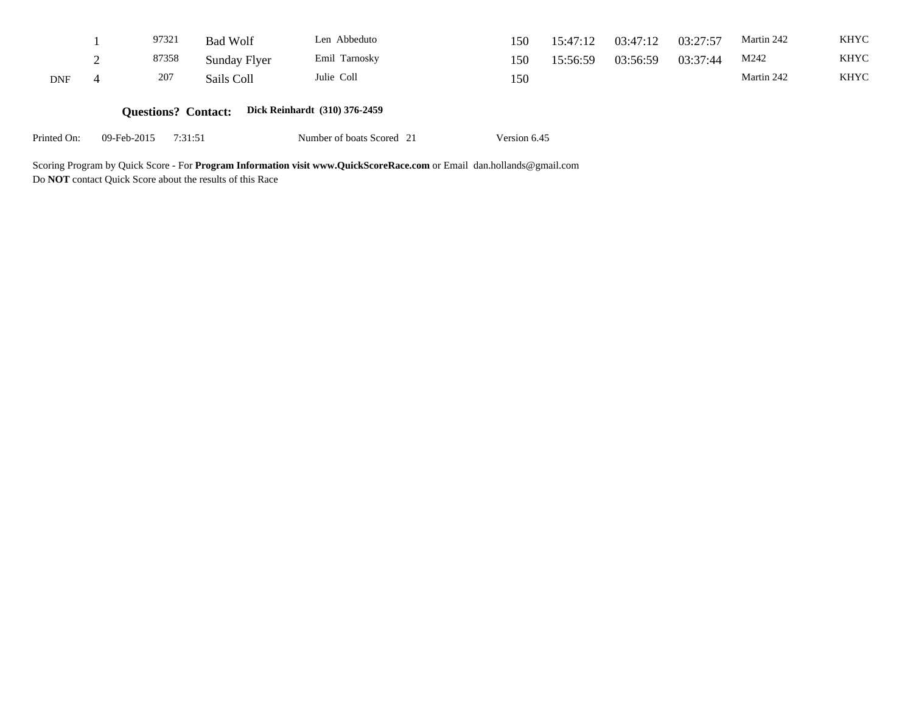| | | | | | | | | | | | |
|---|---|---|---|---|---|---|---|---|---|---|---|
| | 1 | 97321 | Bad Wolf | Len Abbeduto | 150 | 15:47:12 | 03:47:12 | 03:27:57 | Martin 242 | KHYC |
| | 2 | 87358 | Sunday Flyer | Emil Tarnosky | 150 | 15:56:59 | 03:56:59 | 03:37:44 | M242 | KHYC |
| DNF | 4 | 207 | Sails Coll | Julie Coll | 150 | | | | Martin 242 | KHYC |

**Questions? Contact:** **Dick Reinhardt (310) 376-2459**

Printed On: 09-Feb-2015 7:31:51 Number of boats Scored 21 Version 6.45

Scoring Program by Quick Score - For **Program Information visit www.QuickScoreRace.com** or Email dan.hollands@gmail.com
Do **NOT** contact Quick Score about the results of this Race